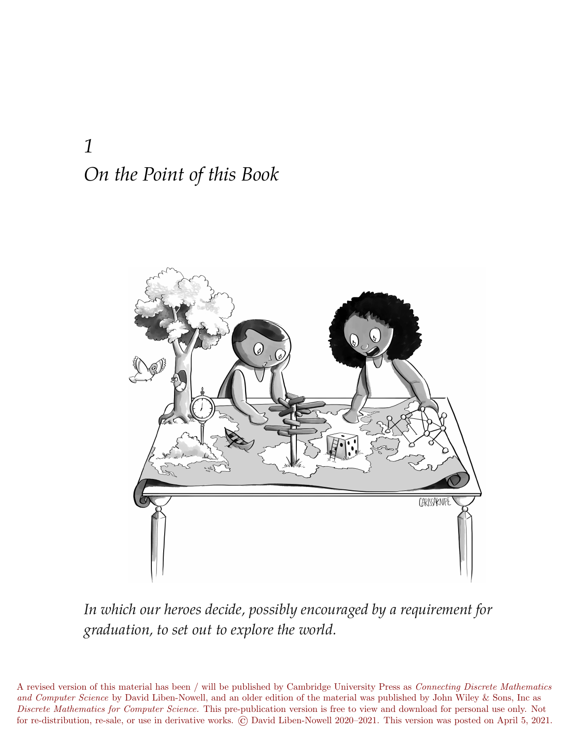# 1
# *On the Point of this Book*

*In which our heroes decide, possibly encouraged by a requirement for graduation, to set out to explore the world.*

A revised version of this material has been / will be published by Cambridge University Press as *Connecting Discrete Mathematics and Computer Science* by David Liben-Nowell, and an older edition of the material was published by John Wiley & Sons, Inc as *Discrete Mathematics for Computer Science*. This pre-publication version is free to view and download for personal use only. Not for re-distribution, re-sale, or use in derivative works. © David Liben-Nowell 2020–2021. This version was posted on April 5, 2021.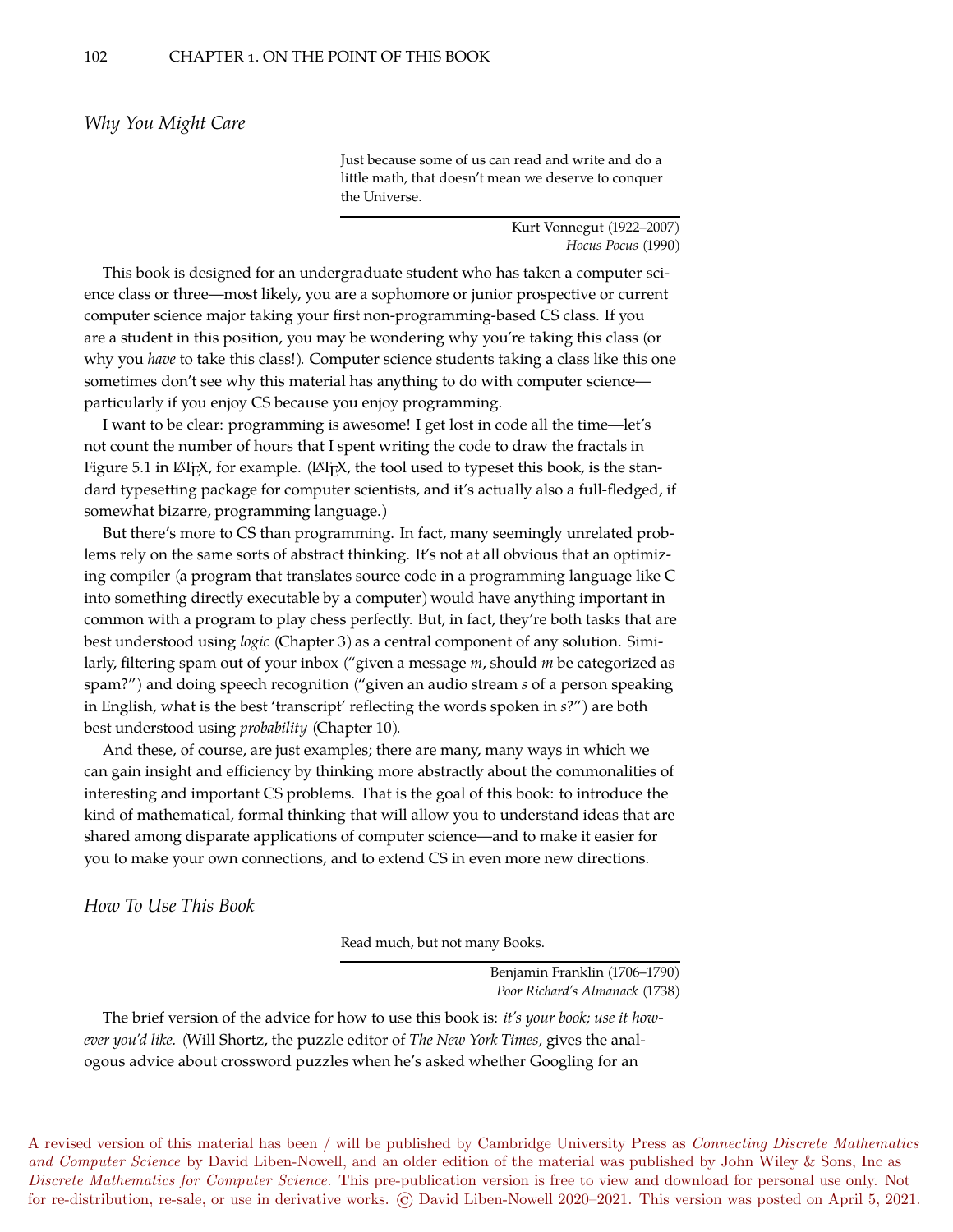## *Why You Might Care*

> Just because some of us can read and write and do a little math, that doesn't mean we deserve to conquer the Universse.
>
> Kurt Vonnegut (1922–2007)
> *Hocus Pocus* (1990)

This book is designed for an undergraduate student who has taken a computer science class or three—most likely, you are a sophomore or junior prospective or current computer science major taking your first non-programming-based CS class. If you are a student in this position, you may be wondering why you're taking this class (or why you *have* to take this class!). Computer science students taking a class like this one sometimes don't see why this material has anything to do with computer science—particularly if you enjoy CS because you enjoy programming.

I want to be clear: programming is awesome! I get lost in code all the time—let's not count the number of hours that I spent writing the code to draw the fractals in Figure 5.1 in LaTeX, for example. (LaTeX, the tool used to typeset this book, is the standard typesetting package for computer scientists, and it's actually also a full-fledged, if somewhat bizarre, programming language.)

But there's more to CS than programming. In fact, many seemingly unrelated problems rely on the same sorts of abstract thinking. It's not at all obvious that an optimizing compiler (a program that translates source code in a programming language like C into something directly executable by a computer) would have anything important in common with a program to play chess perfectly. But, in fact, they're both tasks that are best understood using *logic* (Chapter 3) as a central component of any solution. Similarly, filtering spam out of your inbox ("given a message $m$, should $m$ be categorized as spam?") and doing speech recognition ("given an audio stream $s$ of a person speaking in English, what is the best 'transcript' reflecting the words spoken in $s$?") are both best understood using *probability* (Chapter 10).

And these, of course, are just examples; there are many, many ways in which we can gain insight and efficiency by thinking more abstractly about the commonalities of interesting and important CS problems. That is the goal of this book: to introduce the kind of mathematical, formal thinking that will allow you to understand ideas that are shared among disparate applications of computer science—and to make it easier for you to make your own connections, and to extend CS in even more new directions.

## *How To Use This Book*

> Read much, but not many Books.
>
> Benjamin Franklin (1706–1790)
> *Poor Richard's Almanack* (1738)

The brief version of the advice for how to use this book is: *it's your book; use it however you'd like.* (Will Shortz, the puzzle editor of *The New York Times*, gives the analogous advice about crossword puzzles when he's asked whether Googling for an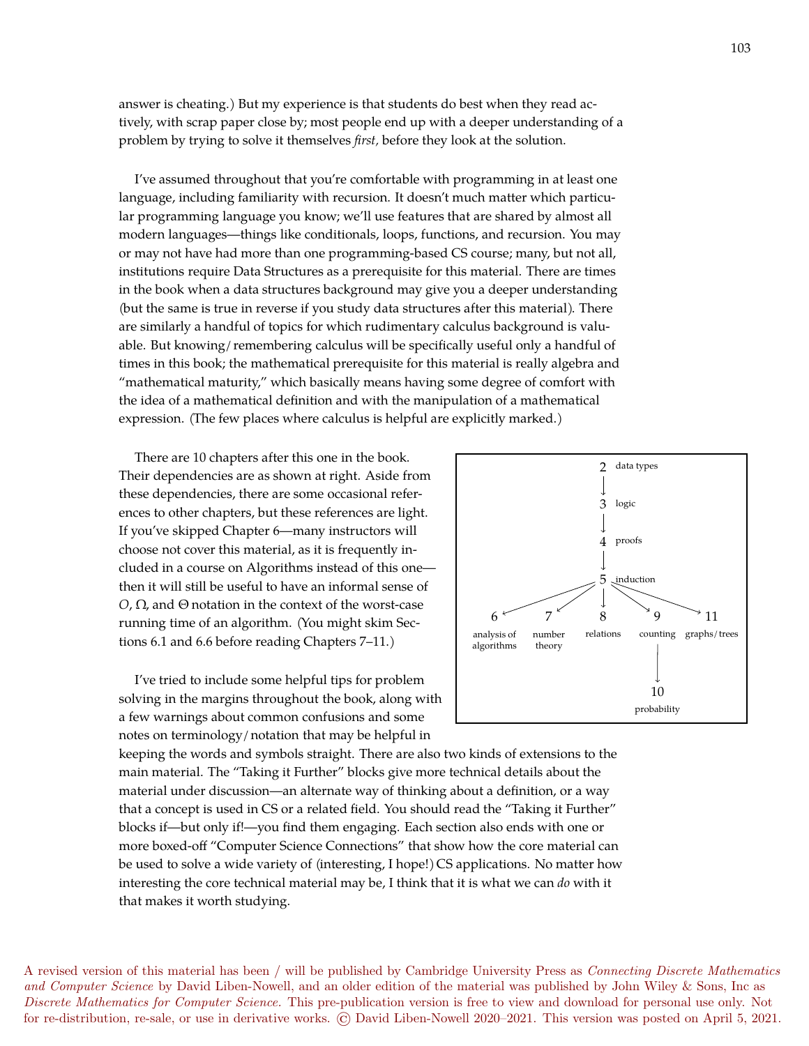answer is cheating.) But my experience is that students do best when they read actively, with scrap paper close by; most people end up with a deeper understanding of a problem by trying to solve it themselves *first*, before they look at the solution.

I've assumed throughout that you're comfortable with programming in at least one language, including familiarity with recursion. It doesn't much matter which particular programming language you know; we'll use features that are shared by almost all modern languages—things like conditionals, loops, functions, and recursion. You may or may not have had more than one programming-based CS course; many, but not all, institutions require Data Structures as a prerequisite for this material. There are times in the book when a data structures background may give you a deeper understanding (but the same is true in reverse if you study data structures after this material). There are similarly a handful of topics for which rudimentary calculus background is valuable. But knowing/remembering calculus will be specifically useful only a handful of times in this book; the mathematical prerequisite for this material is really algebra and "mathematical maturity," which basically means having some degree of comfort with the idea of a mathematical definition and with the manipulation of a mathematical expression. (The few places where calculus is helpful are explicitly marked.)

There are 10 chapters after this one in the book. Their dependencies are as shown at right. Aside from these dependencies, there are some occasional references to other chapters, but these references are light. If you've skipped Chapter 6—many instructors will choose not cover this material, as it is frequently included in a course on Algorithms instead of this one—then it will still be useful to have an informal sense of $O$, $\Omega$, and $\Theta$ notation in the context of the worst-case running time of an algorithm. (You might skim Sections 6.1 and 6.6 before reading Chapters 7–11.)

2 data types
3 logic
4 proofs
5 induction
6 analysis of algorithms
7 number theory
8 relations
9 counting
11 graphs/trees
10 probability

I've tried to include some helpful tips for problem solving in the margins throughout the book, along with a few warnings about common confusions and some notes on terminology/notation that may be helpful in keeping the words and symbols straight. There are also two kinds of extensions to the main material. The "Taking it Further" blocks give more technical details about the material under discussion—an alternate way of thinking about a definition, or a way that a concept is used in CS or a related field. You should read the "Taking it Further" blocks if—but only if!—you find them engaging. Each section also ends with one or more boxed-off "Computer Science Connections" that show how the core material can be used to solve a wide variety of (interesting, I hope!) CS applications. No matter how interesting the core technical material may be, I think that it is what we can *do* with it that makes it worth studying.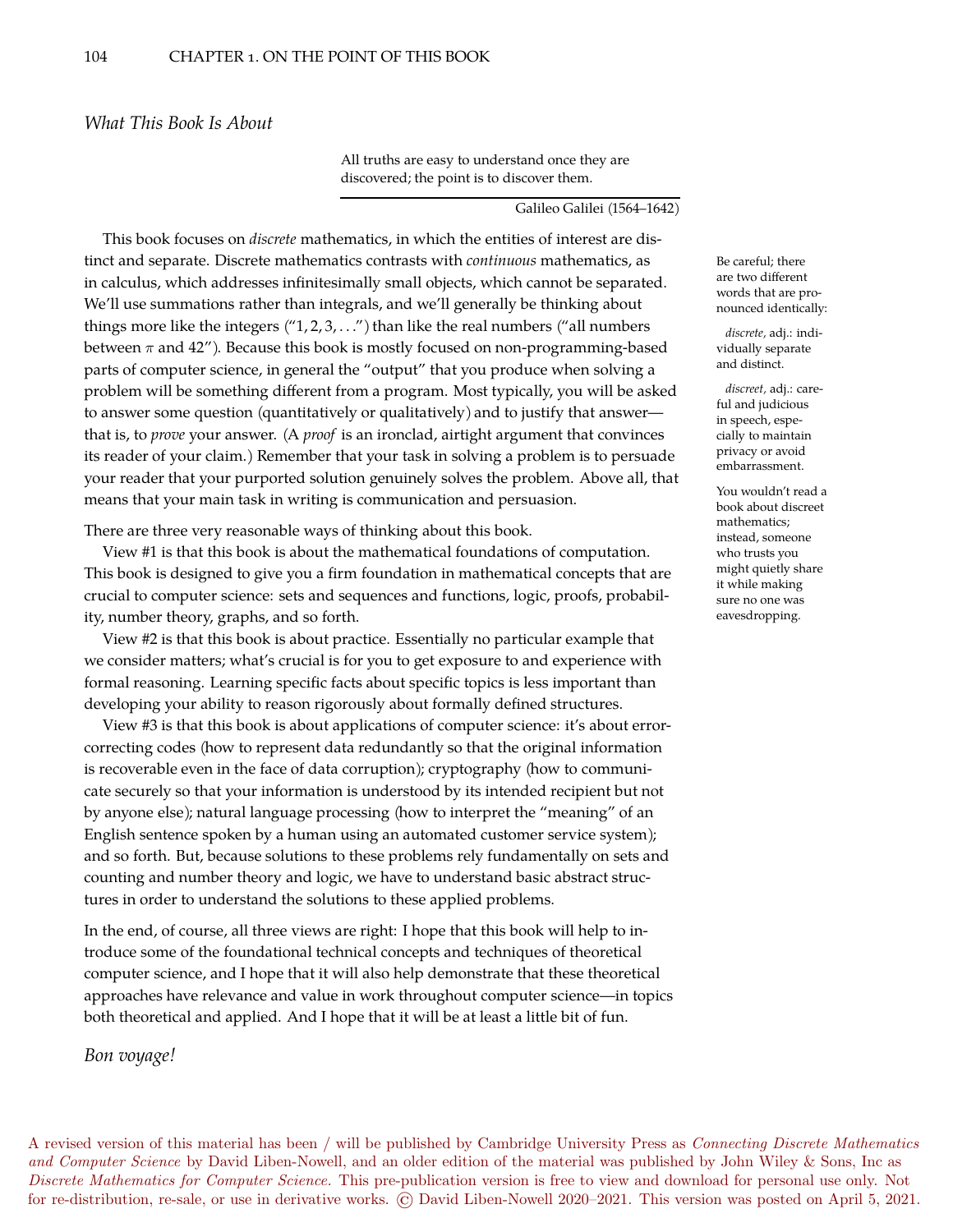*What This Book Is About*

> All truths are easy to understand once they are discovered; the point is to discover them.
>
> Galileo Galilei (1564–1642)

This book focuses on *discrete* mathematics, in which the entities of interest are distinct and separate. Discrete mathematics contrasts with *continuous* mathematics, as in calculus, which addresses infinitesimally small objects, which cannot be separated. We'll use summations rather than integrals, and we'll generally be thinking about things more like the integers ("$1, 2, 3, \ldots$") than like the real numbers ("all numbers between $\pi$ and 42"). Because this book is mostly focused on non-programming-based parts of computer science, in general the "output" that you produce when solving a problem will be something different from a program. Most typically, you will be asked to answer some question (quantitatively or qualitatively) and to justify that answer—that is, to *prove* your answer. (A *proof* is an ironclad, airtight argument that convinces its reader of your claim.) Remember that your task in solving a problem is to persuade your reader that your purported solution genuinely solves the problem. Above all, that means that your main task in writing is communication and persuasion.

Be careful; there are two different words that are pronounced identically:

*discrete,* adj.: individually separate and distinct.

*discreet,* adj.: careful and judicious in speech, especially to maintain privacy or avoid embarrassment.

You wouldn't read a book about discreet mathematics; instead, someone who trusts you might quietly share it while making sure no one was eavesdropping.

There are three very reasonable ways of thinking about this book.

View #1 is that this book is about the mathematical foundations of computation. This book is designed to give you a firm foundation in mathematical concepts that are crucial to computer science: sets and sequences and functions, logic, proofs, probability, number theory, graphs, and so forth.

View #2 is that this book is about practice. Essentially no particular example that we consider matters; what's crucial is for you to get exposure to and experience with formal reasoning. Learning specific facts about specific topics is less important than developing your ability to reason rigorously about formally defined structures.

View #3 is that this book is about applications of computer science: it's about error-correcting codes (how to represent data redundantly so that the original information is recoverable even in the face of data corruption); cryptography (how to communicate securely so that your information is understood by its intended recipient but not by anyone else); natural language processing (how to interpret the "meaning" of an English sentence spoken by a human using an automated customer service system); and so forth. But, because solutions to these problems rely fundamentally on sets and counting and number theory and logic, we have to understand basic abstract structures in order to understand the solutions to these applied problems.

In the end, of course, all three views are right: I hope that this book will help to introduce some of the foundational technical concepts and techniques of theoretical computer science, and I hope that it will also help demonstrate that these theoretical approaches have relevance and value in work throughout computer science—in topics both theoretical and applied. And I hope that it will be at least a little bit of fun.

*Bon voyage!*

A revised version of this material has been / will be published by Cambridge University Press as *Connecting Discrete Mathematics and Computer Science* by David Liben-Nowell, and an older edition of the material was published by John Wiley & Sons, Inc as *Discrete Mathematics for Computer Science*. This pre-publication version is free to view and download for personal use only. Not for re-distribution, re-sale, or use in derivative works. © David Liben-Nowell 2020–2021. This version was posted on April 5, 2021.